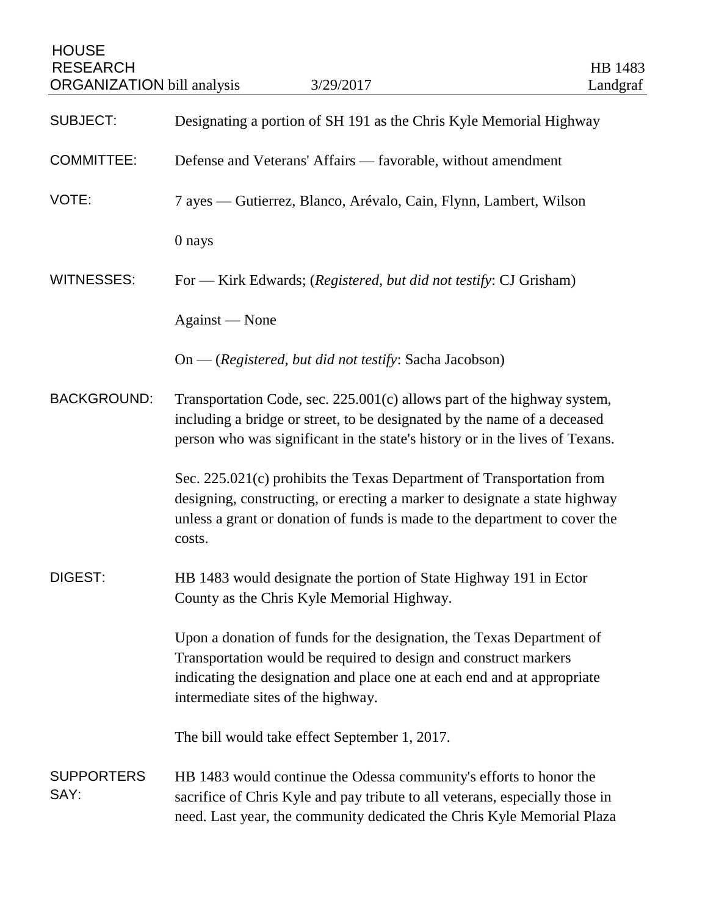HOUSE RESEARCH ORGANIZATION bill analysis 3/29/2017

HB 1483 Landgraf

**SUBJECT:** Designating a portion of SH 191 as the Chris Kyle Memorial Highway

**COMMITTEE:** Defense and Veterans' Affairs — favorable, without amendment

**VOTE:** 7 ayes — Gutierrez, Blanco, Arévalo, Cain, Flynn, Lambert, Wilson

0 nays

**WITNESSES:** For — Kirk Edwards; (*Registered, but did not testify*: CJ Grisham)

Against — None

On — (*Registered, but did not testify*: Sacha Jacobson)

**BACKGROUND:** Transportation Code, sec. 225.001(c) allows part of the highway system, including a bridge or street, to be designated by the name of a deceased person who was significant in the state's history or in the lives of Texans.

Sec. 225.021(c) prohibits the Texas Department of Transportation from designing, constructing, or erecting a marker to designate a state highway unless a grant or donation of funds is made to the department to cover the costs.

**DIGEST:** HB 1483 would designate the portion of State Highway 191 in Ector County as the Chris Kyle Memorial Highway.

Upon a donation of funds for the designation, the Texas Department of Transportation would be required to design and construct markers indicating the designation and place one at each end and at appropriate intermediate sites of the highway.

The bill would take effect September 1, 2017.

**SUPPORTERS SAY:** HB 1483 would continue the Odessa community's efforts to honor the sacrifice of Chris Kyle and pay tribute to all veterans, especially those in need. Last year, the community dedicated the Chris Kyle Memorial Plaza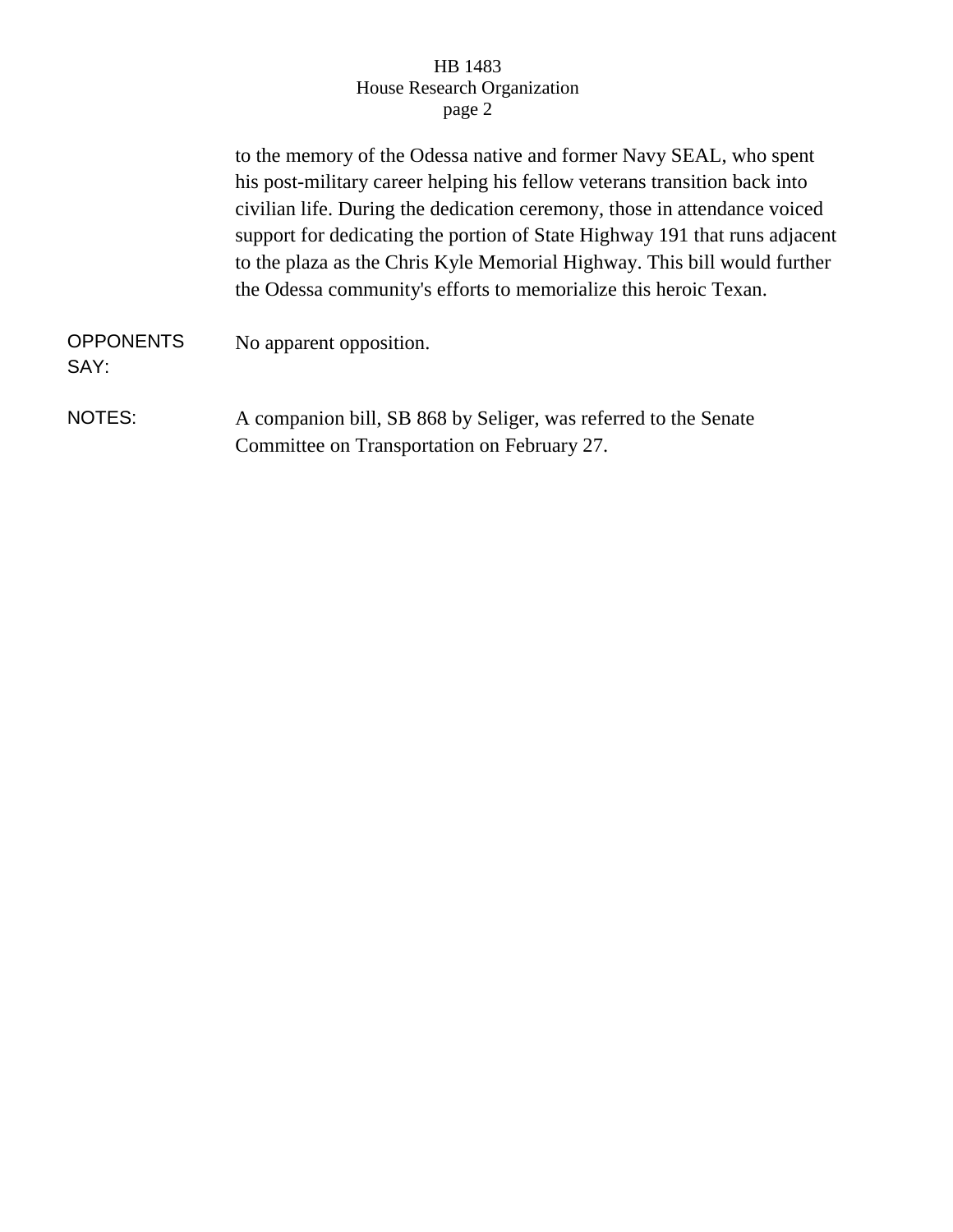to the memory of the Odessa native and former Navy SEAL, who spent his post-military career helping his fellow veterans transition back into civilian life. During the dedication ceremony, those in attendance voiced support for dedicating the portion of State Highway 191 that runs adjacent to the plaza as the Chris Kyle Memorial Highway. This bill would further the Odessa community's efforts to memorialize this heroic Texan.

**OPPONENTS SAY:** No apparent opposition.

**NOTES:** A companion bill, SB 868 by Seliger, was referred to the Senate Committee on Transportation on February 27.